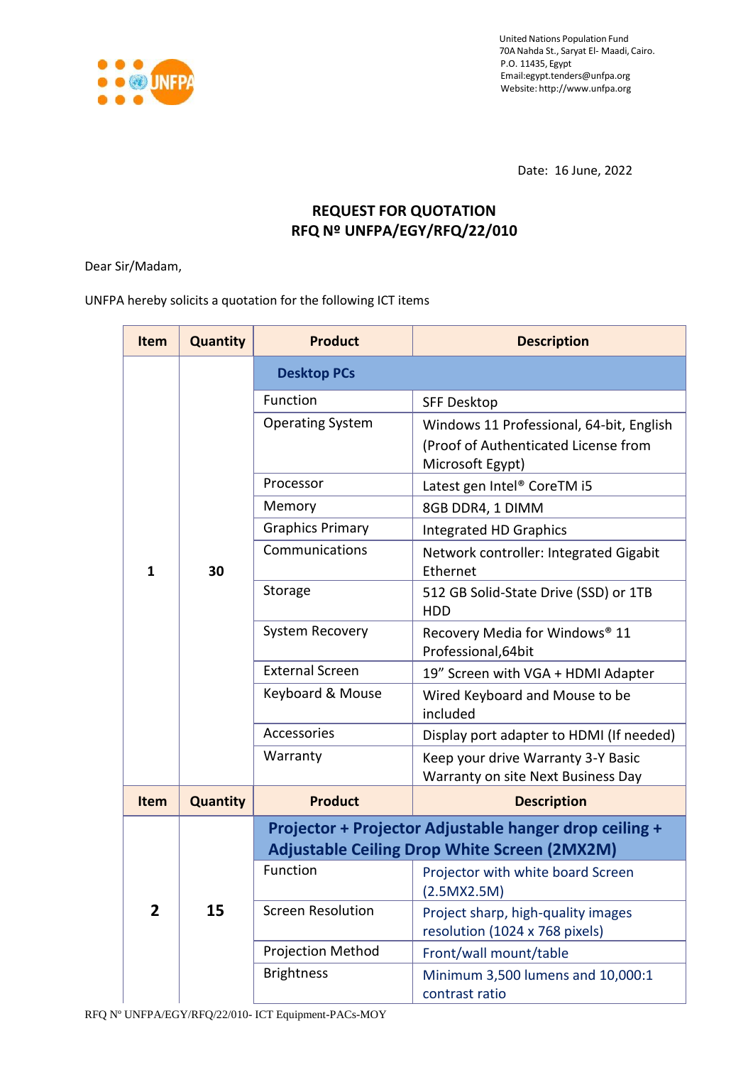United Nations Population Fund
70A Nahda St., Saryat El- Maadi, Cairo.
P.O. 11435, Egypt
Email:egypt.tenders@unfpa.org
Website: http://www.unfpa.org

Date: 16 June, 2022

# REQUEST FOR QUOTATION
## RFQ Nº UNFPA/EGY/RFQ/22/010

Dear Sir/Madam,

UNFPA hereby solicits a quotation for the following ICT items

| Item | Quantity | Product | Description |
|---|---|---|---|
| 1 | 30 | **Desktop PCs** | |
| | | Function | SFF Desktop |
| | | Operating System | Windows 11 Professional, 64-bit, English (Proof of Authenticated License from Microsoft Egypt) |
| | | Processor | Latest gen Intel® CoreTM i5 |
| | | Memory | 8GB DDR4, 1 DIMM |
| | | Graphics Primary | Integrated HD Graphics |
| | | Communications | Network controller: Integrated Gigabit Ethernet |
| | | Storage | 512 GB Solid-State Drive (SSD) or 1TB HDD |
| | | System Recovery | Recovery Media for Windows® 11 Professional,64bit |
| | | External Screen | 19" Screen with VGA + HDMI Adapter |
| | | Keyboard & Mouse | Wired Keyboard and Mouse to be included |
| | | Accessories | Display port adapter to HDMI (If needed) |
| | | Warranty | Keep your drive Warranty 3-Y Basic Warranty on site Next Business Day |
| **Item** | **Quantity** | **Product** | **Description** |
| 2 | 15 | **Projector + Projector Adjustable hanger drop ceiling + Adjustable Ceiling Drop White Screen (2MX2M)** | |
| | | Function | Projector with white board Screen (2.5MX2.5M) |
| | | Screen Resolution | Project sharp, high-quality images resolution (1024 x 768 pixels) |
| | | Projection Method | Front/wall mount/table |
| | | Brightness | Minimum 3,500 lumens and 10,000:1 contrast ratio |

RFQ Nº UNFPA/EGY/RFQ/22/010- ICT Equipment-PACs-MOY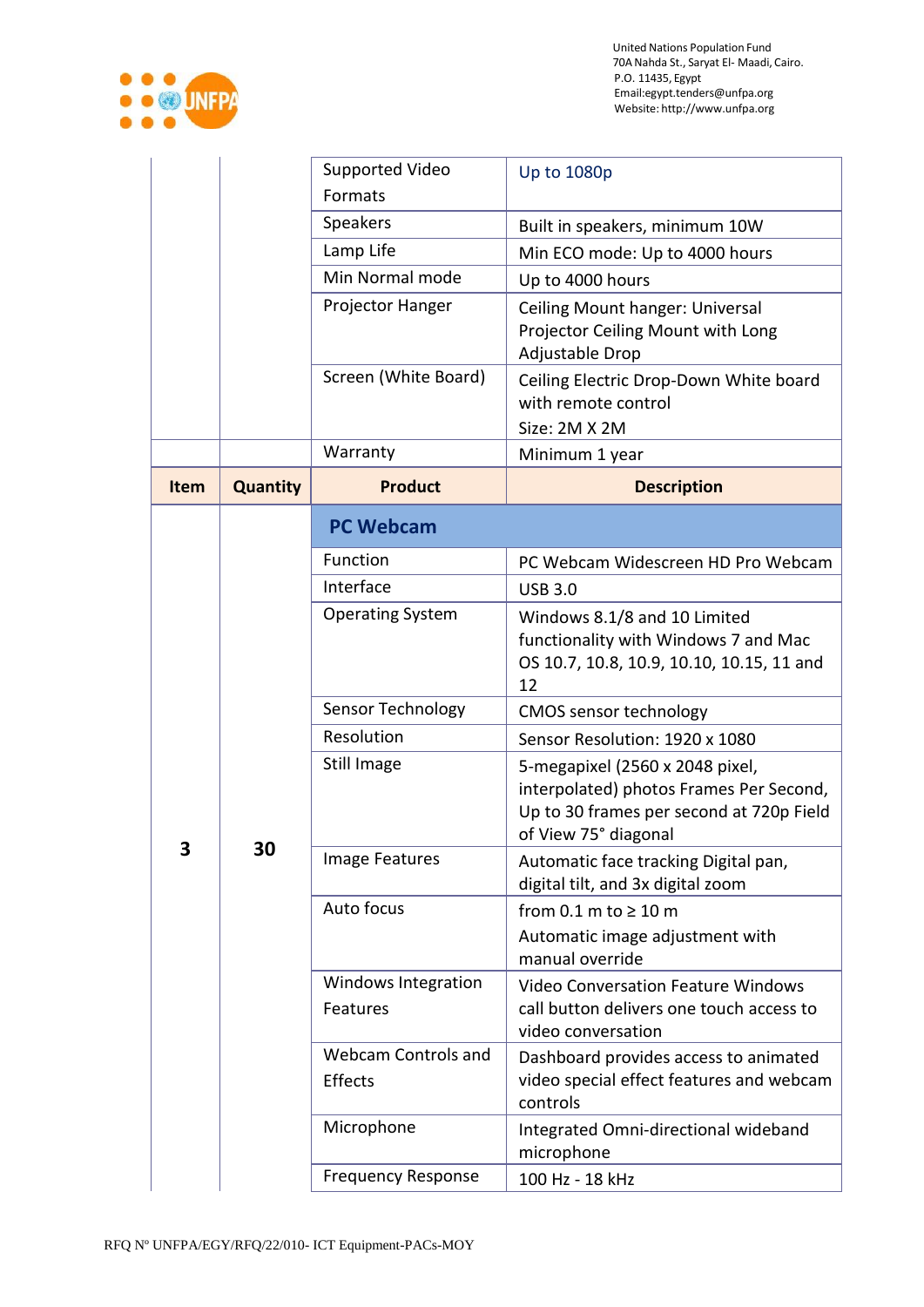| | | Supported Video Formats | Up to 1080p |
|---|---|---|---|
| | | Speakers | Built in speakers, minimum 10W |
| | | Lamp Life | Min ECO mode: Up to 4000 hours |
| | | Min Normal mode | Up to 4000 hours |
| | | Projector Hanger | Ceiling Mount hanger: Universal Projector Ceiling Mount with Long Adjustable Drop |
| | | Screen (White Board) | Ceiling Electric Drop-Down White board with remote control<br>Size: 2M X 2M |
| | | Warranty | Minimum 1 year |

| Item | Quantity | Product | Description |
|---|---|---|---|
| 3 | 30 | **PC Webcam** | |
| | | Function | PC Webcam Widescreen HD Pro Webcam |
| | | Interface | USB 3.0 |
| | | Operating System | Windows 8.1/8 and 10 Limited functionality with Windows 7 and Mac OS 10.7, 10.8, 10.9, 10.10, 10.15, 11 and 12 |
| | | Sensor Technology | CMOS sensor technology |
| | | Resolution | Sensor Resolution: 1920 x 1080 |
| | | Still Image | 5-megapixel (2560 x 2048 pixel, interpolated) photos Frames Per Second, Up to 30 frames per second at 720p Field of View 75° diagonal |
| | | Image Features | Automatic face tracking Digital pan, digital tilt, and 3x digital zoom |
| | | Auto focus | from 0.1 m to ≥ 10 m<br>Automatic image adjustment with manual override |
| | | Windows Integration Features | Video Conversation Feature Windows call button delivers one touch access to video conversation |
| | | Webcam Controls and Effects | Dashboard provides access to animated video special effect features and webcam controls |
| | | Microphone | Integrated Omni-directional wideband microphone |
| | | Frequency Response | 100 Hz - 18 kHz |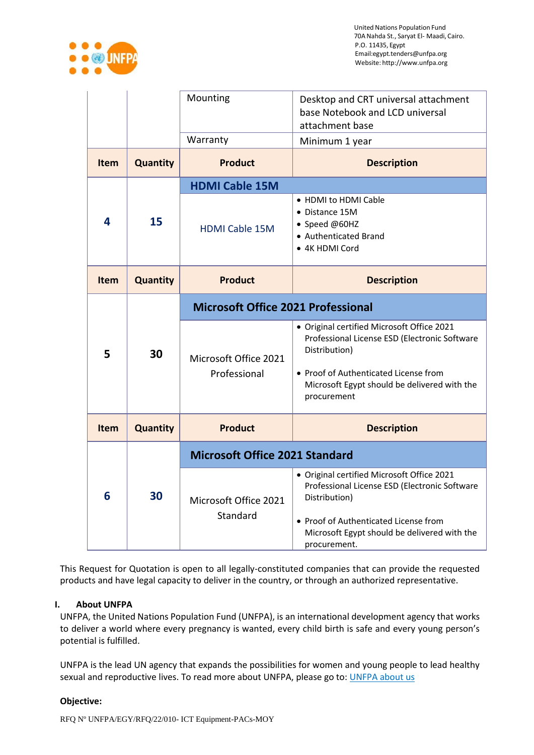| | | Mounting | Desktop and CRT universal attachment base Notebook and LCD universal attachment base |
|---|---|---|---|
| | | Warranty | Minimum 1 year |
| **Item** | **Quantity** | **Product** | **Description** |
| | | **HDMI Cable 15M** | |
| **4** | **15** | HDMI Cable 15M | • HDMI to HDMI Cable<br>• Distance 15M<br>• Speed @60HZ<br>• Authenticated Brand<br>• 4K HDMI Cord |
| **Item** | **Quantity** | **Product** | **Description** |
| | | **Microsoft Office 2021 Professional** | |
| **5** | **30** | Microsoft Office 2021 Professional | • Original certified Microsoft Office 2021 Professional License ESD (Electronic Software Distribution)<br>• Proof of Authenticated License from Microsoft Egypt should be delivered with the procurement |
| **Item** | **Quantity** | **Product** | **Description** |
| | | **Microsoft Office 2021 Standard** | |
| **6** | **30** | Microsoft Office 2021 Standard | • Original certified Microsoft Office 2021 Professional License ESD (Electronic Software Distribution)<br>• Proof of Authenticated License from Microsoft Egypt should be delivered with the procurement. |

This Request for Quotation is open to all legally-constituted companies that can provide the requested products and have legal capacity to deliver in the country, or through an authorized representative.

## I. About UNFPA

UNFPA, the United Nations Population Fund (UNFPA), is an international development agency that works to deliver a world where every pregnancy is wanted, every child birth is safe and every young person's potential is fulfilled.

UNFPA is the lead UN agency that expands the possibilities for women and young people to lead healthy sexual and reproductive lives. To read more about UNFPA, please go to: UNFPA about us

**Objective:**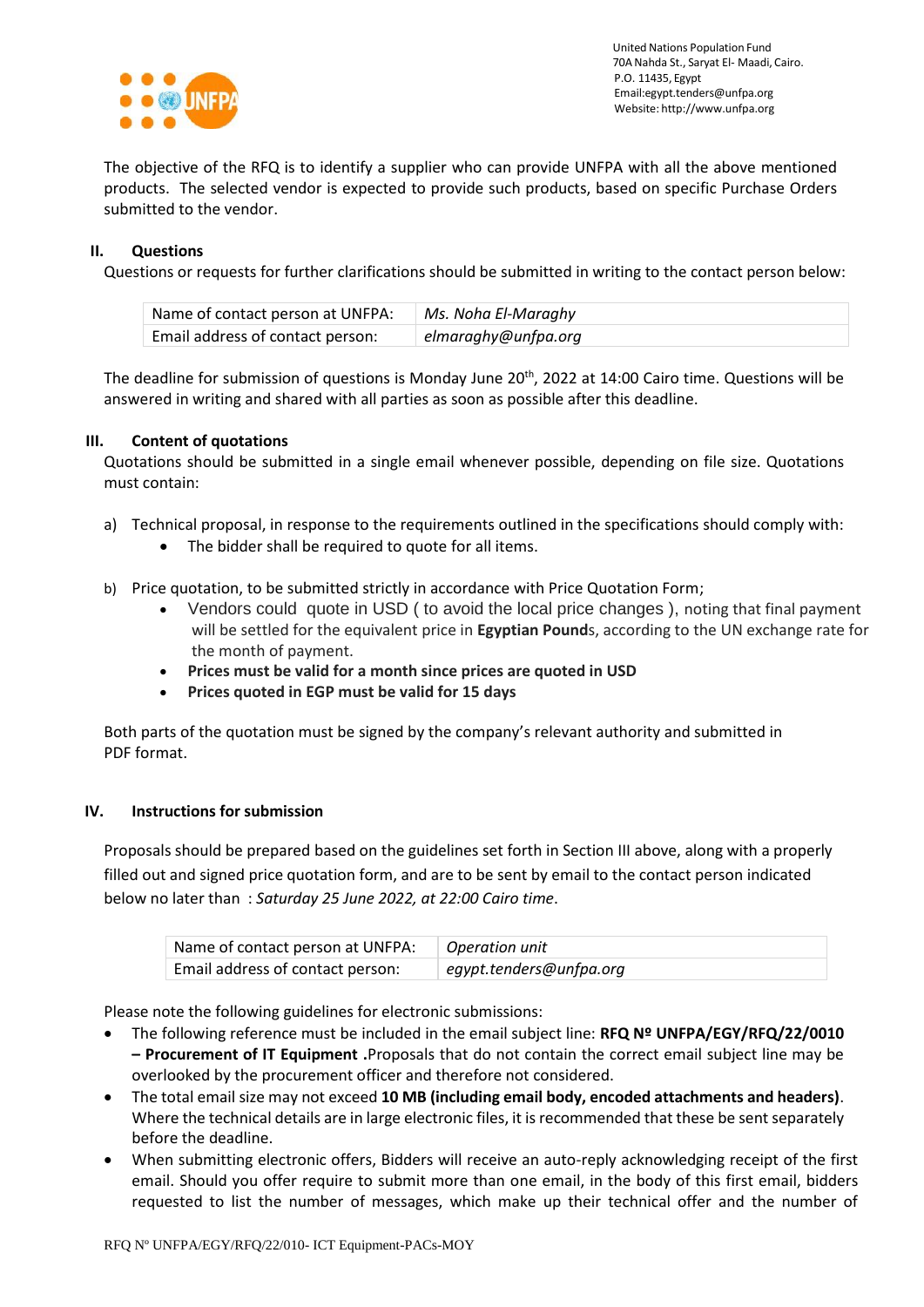The objective of the RFQ is to identify a supplier who can provide UNFPA with all the above mentioned products. The selected vendor is expected to provide such products, based on specific Purchase Orders submitted to the vendor.

## II. Questions

Questions or requests for further clarifications should be submitted in writing to the contact person below:

| Name of contact person at UNFPA: | *Ms. Noha El-Maraghy* |
|---|---|
| Email address of contact person: | *elmaraghy@unfpa.org* |

The deadline for submission of questions is Monday June 20th, 2022 at 14:00 Cairo time. Questions will be answered in writing and shared with all parties as soon as possible after this deadline.

## III. Content of quotations

Quotations should be submitted in a single email whenever possible, depending on file size. Quotations must contain:

a) Technical proposal, in response to the requirements outlined in the specifications should comply with:
   - The bidder shall be required to quote for all items.

b) Price quotation, to be submitted strictly in accordance with Price Quotation Form;
   - Vendors could quote in USD ( to avoid the local price changes ), noting that final payment will be settled for the equivalent price in **Egyptian Pound**s, according to the UN exchange rate for the month of payment.
   - **Prices must be valid for a month since prices are quoted in USD**
   - **Prices quoted in EGP must be valid for 15 days**

Both parts of the quotation must be signed by the company's relevant authority and submitted in PDF format.

## IV. Instructions for submission

Proposals should be prepared based on the guidelines set forth in Section III above, along with a properly filled out and signed price quotation form, and are to be sent by email to the contact person indicated below no later than : *Saturday 25 June 2022, at 22:00 Cairo time*.

| Name of contact person at UNFPA: | *Operation unit* |
|---|---|
| Email address of contact person: | *egypt.tenders@unfpa.org* |

Please note the following guidelines for electronic submissions:

- The following reference must be included in the email subject line: **RFQ Nº UNFPA/EGY/RFQ/22/0010 – Procurement of IT Equipment** .Proposals that do not contain the correct email subject line may be overlooked by the procurement officer and therefore not considered.
- The total email size may not exceed **10 MB (including email body, encoded attachments and headers)**. Where the technical details are in large electronic files, it is recommended that these be sent separately before the deadline.
- When submitting electronic offers, Bidders will receive an auto-reply acknowledging receipt of the first email. Should you offer require to submit more than one email, in the body of this first email, bidders requested to list the number of messages, which make up their technical offer and the number of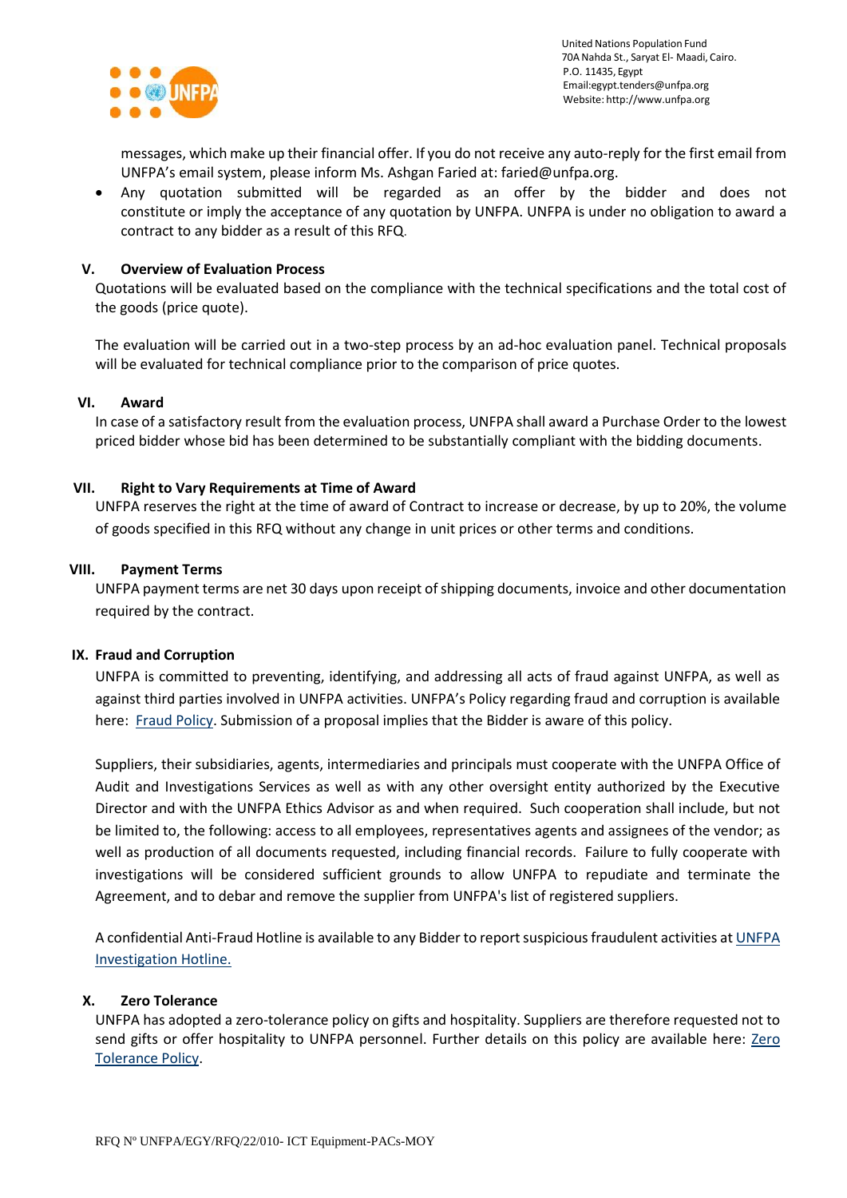messages, which make up their financial offer. If you do not receive any auto-reply for the first email from UNFPA's email system, please inform Ms. Ashgan Faried at: faried@unfpa.org.

- Any quotation submitted will be regarded as an offer by the bidder and does not constitute or imply the acceptance of any quotation by UNFPA. UNFPA is under no obligation to award a contract to any bidder as a result of this RFQ.

## V. Overview of Evaluation Process

Quotations will be evaluated based on the compliance with the technical specifications and the total cost of the goods (price quote).

The evaluation will be carried out in a two-step process by an ad-hoc evaluation panel. Technical proposals will be evaluated for technical compliance prior to the comparison of price quotes.

## VI. Award

In case of a satisfactory result from the evaluation process, UNFPA shall award a Purchase Order to the lowest priced bidder whose bid has been determined to be substantially compliant with the bidding documents.

## VII. Right to Vary Requirements at Time of Award

UNFPA reserves the right at the time of award of Contract to increase or decrease, by up to 20%, the volume of goods specified in this RFQ without any change in unit prices or other terms and conditions.

## VIII. Payment Terms

UNFPA payment terms are net 30 days upon receipt of shipping documents, invoice and other documentation required by the contract.

## IX. Fraud and Corruption

UNFPA is committed to preventing, identifying, and addressing all acts of fraud against UNFPA, as well as against third parties involved in UNFPA activities. UNFPA's Policy regarding fraud and corruption is available here: Fraud Policy. Submission of a proposal implies that the Bidder is aware of this policy.

Suppliers, their subsidiaries, agents, intermediaries and principals must cooperate with the UNFPA Office of Audit and Investigations Services as well as with any other oversight entity authorized by the Executive Director and with the UNFPA Ethics Advisor as and when required. Such cooperation shall include, but not be limited to, the following: access to all employees, representatives agents and assignees of the vendor; as well as production of all documents requested, including financial records. Failure to fully cooperate with investigations will be considered sufficient grounds to allow UNFPA to repudiate and terminate the Agreement, and to debar and remove the supplier from UNFPA's list of registered suppliers.

A confidential Anti-Fraud Hotline is available to any Bidder to report suspicious fraudulent activities at UNFPA Investigation Hotline.

## X. Zero Tolerance

UNFPA has adopted a zero-tolerance policy on gifts and hospitality. Suppliers are therefore requested not to send gifts or offer hospitality to UNFPA personnel. Further details on this policy are available here: Zero Tolerance Policy.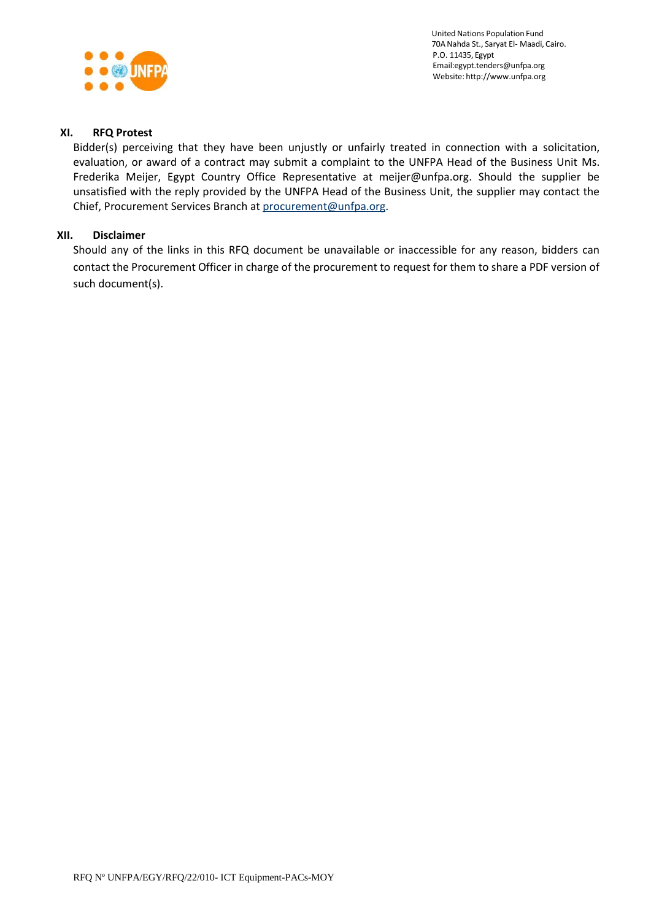## XI. RFQ Protest

Bidder(s) perceiving that they have been unjustly or unfairly treated in connection with a solicitation, evaluation, or award of a contract may submit a complaint to the UNFPA Head of the Business Unit Ms. Frederika Meijer, Egypt Country Office Representative at meijer@unfpa.org. Should the supplier be unsatisfied with the reply provided by the UNFPA Head of the Business Unit, the supplier may contact the Chief, Procurement Services Branch at procurement@unfpa.org.

## XII. Disclaimer

Should any of the links in this RFQ document be unavailable or inaccessible for any reason, bidders can contact the Procurement Officer in charge of the procurement to request for them to share a PDF version of such document(s).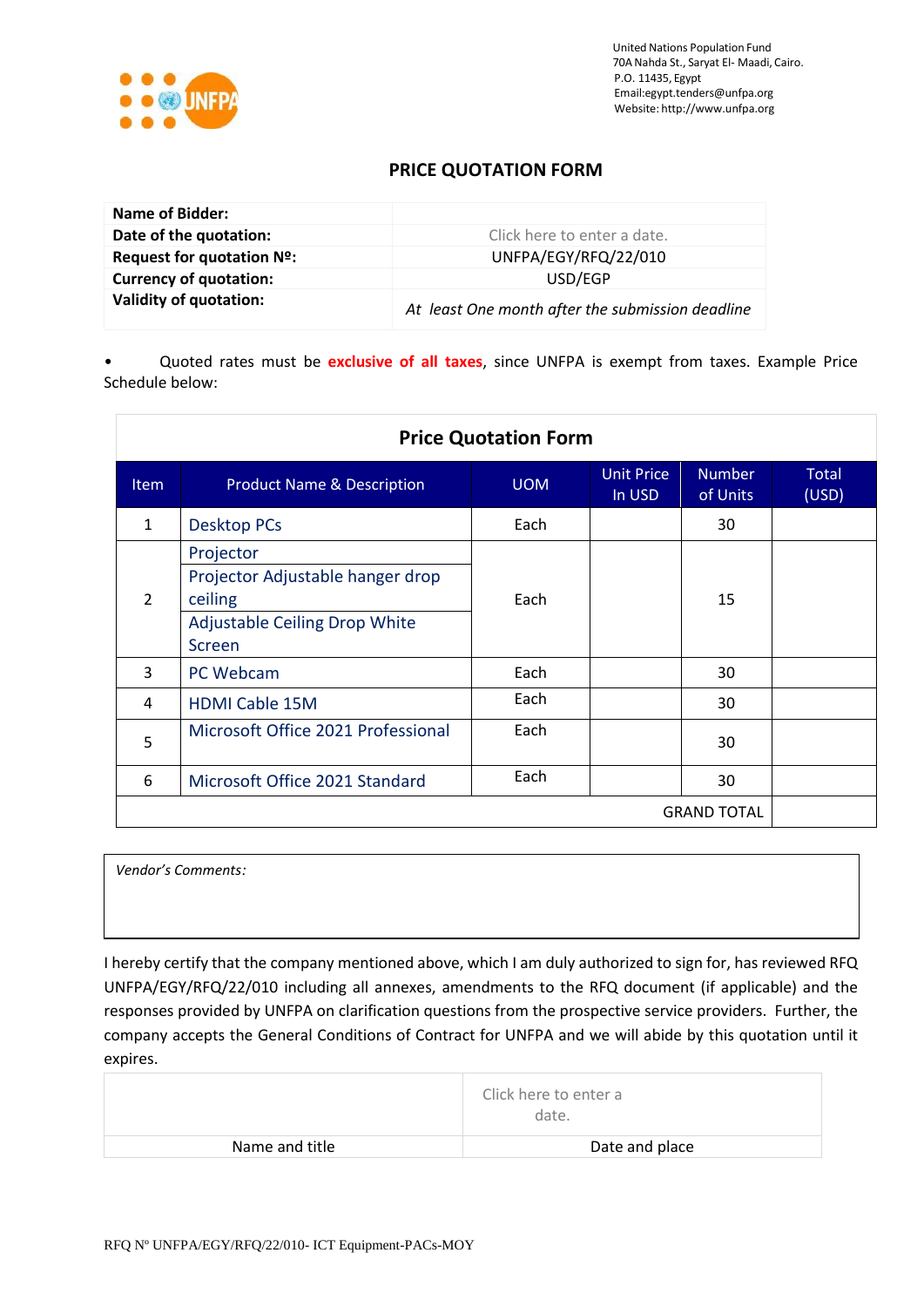United Nations Population Fund
70A Nahda St., Saryat El- Maadi, Cairo.
P.O. 11435, Egypt
Email:egypt.tenders@unfpa.org
Website: http://www.unfpa.org

## PRICE QUOTATION FORM

| **Name of Bidder:** | |
|---|---|
| **Date of the quotation:** | Click here to enter a date. |
| **Request for quotation Nº:** | UNFPA/EGY/RFQ/22/010 |
| **Currency of quotation:** | USD/EGP |
| **Validity of quotation:** | *At least One month after the submission deadline* |

- Quoted rates must be **exclusive of all taxes**, since UNFPA is exempt from taxes. Example Price Schedule below:

**Price Quotation Form**

| Item | Product Name & Description | UOM | Unit Price In USD | Number of Units | Total (USD) |
|---|---|---|---|---|---|
| 1 | Desktop PCs | Each | | 30 | |
| 2 | Projector<br>Projector Adjustable hanger drop ceiling<br>Adjustable Ceiling Drop White Screen | Each | | 15 | |
| 3 | PC Webcam | Each | | 30 | |
| 4 | HDMI Cable 15M | Each | | 30 | |
| 5 | Microsoft Office 2021 Professional | Each | | 30 | |
| 6 | Microsoft Office 2021 Standard | Each | | 30 | |
| | | | | GRAND TOTAL | |

*Vendor's Comments:*

I hereby certify that the company mentioned above, which I am duly authorized to sign for, has reviewed RFQ UNFPA/EGY/RFQ/22/010 including all annexes, amendments to the RFQ document (if applicable) and the responses provided by UNFPA on clarification questions from the prospective service providers. Further, the company accepts the General Conditions of Contract for UNFPA and we will abide by this quotation until it expires.

| | Click here to enter a date. |
|---|---|
| Name and title | Date and place |

RFQ Nº UNFPA/EGY/RFQ/22/010- ICT Equipment-PACs-MOY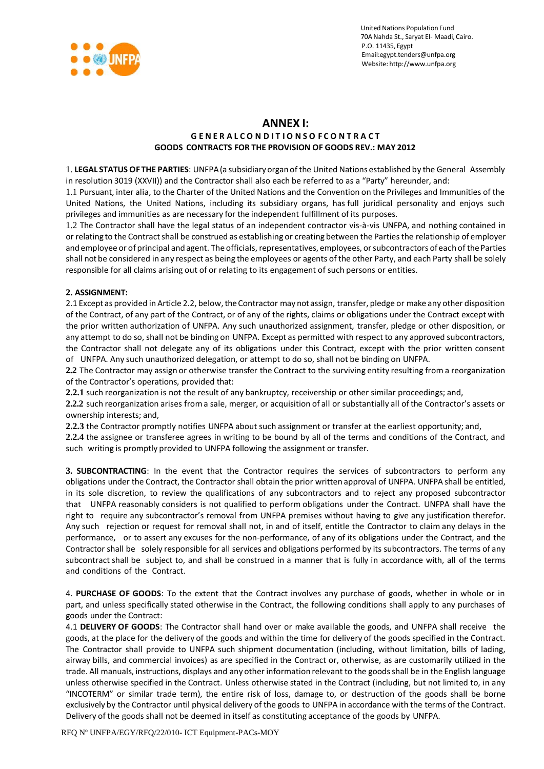United Nations Population Fund
70A Nahda St., Saryat El- Maadi, Cairo.
P.O. 11435, Egypt
Email:egypt.tenders@unfpa.org
Website: http://www.unfpa.org

# ANNEX I:

### GENERAL CONDITIONS OF CONTRACT

### GOODS CONTRACTS FOR THE PROVISION OF GOODS REV.: MAY 2012

1. **LEGAL STATUS OF THE PARTIES**: UNFPA (a subsidiary organ of the United Nations established by the General Assembly in resolution 3019 (XXVII)) and the Contractor shall also each be referred to as a "Party" hereunder, and:

1.1 Pursuant, inter alia, to the Charter of the United Nations and the Convention on the Privileges and Immunities of the United Nations, the United Nations, including its subsidiary organs, has full juridical personality and enjoys such privileges and immunities as are necessary for the independent fulfillment of its purposes.

1.2 The Contractor shall have the legal status of an independent contractor vis-à-vis UNFPA, and nothing contained in or relating to the Contract shall be construed as establishing or creating between the Parties the relationship of employer and employee or of principal and agent. The officials, representatives, employees, or subcontractors of each of the Parties shall not be considered in any respect as being the employees or agents of the other Party, and each Party shall be solely responsible for all claims arising out of or relating to its engagement of such persons or entities.

**2. ASSIGNMENT:**

2.1 Except as provided in Article 2.2, below, the Contractor may not assign, transfer, pledge or make any other disposition of the Contract, of any part of the Contract, or of any of the rights, claims or obligations under the Contract except with the prior written authorization of UNFPA. Any such unauthorized assignment, transfer, pledge or other disposition, or any attempt to do so, shall not be binding on UNFPA. Except as permitted with respect to any approved subcontractors, the Contractor shall not delegate any of its obligations under this Contract, except with the prior written consent of UNFPA. Any such unauthorized delegation, or attempt to do so, shall not be binding on UNFPA.

**2.2** The Contractor may assign or otherwise transfer the Contract to the surviving entity resulting from a reorganization of the Contractor's operations, provided that:

**2.2.1** such reorganization is not the result of any bankruptcy, receivership or other similar proceedings; and,

**2.2.2** such reorganization arises from a sale, merger, or acquisition of all or substantially all of the Contractor's assets or ownership interests; and,

**2.2.3** the Contractor promptly notifies UNFPA about such assignment or transfer at the earliest opportunity; and,

**2.2.4** the assignee or transferee agrees in writing to be bound by all of the terms and conditions of the Contract, and such writing is promptly provided to UNFPA following the assignment or transfer.

**3. SUBCONTRACTING**: In the event that the Contractor requires the services of subcontractors to perform any obligations under the Contract, the Contractor shall obtain the prior written approval of UNFPA. UNFPA shall be entitled, in its sole discretion, to review the qualifications of any subcontractors and to reject any proposed subcontractor that UNFPA reasonably considers is not qualified to perform obligations under the Contract. UNFPA shall have the right to require any subcontractor's removal from UNFPA premises without having to give any justification therefor. Any such rejection or request for removal shall not, in and of itself, entitle the Contractor to claim any delays in the performance, or to assert any excuses for the non-performance, of any of its obligations under the Contract, and the Contractor shall be solely responsible for all services and obligations performed by its subcontractors. The terms of any subcontract shall be subject to, and shall be construed in a manner that is fully in accordance with, all of the terms and conditions of the Contract.

4. **PURCHASE OF GOODS**: To the extent that the Contract involves any purchase of goods, whether in whole or in part, and unless specifically stated otherwise in the Contract, the following conditions shall apply to any purchases of goods under the Contract:

4.1 **DELIVERY OF GOODS**: The Contractor shall hand over or make available the goods, and UNFPA shall receive the goods, at the place for the delivery of the goods and within the time for delivery of the goods specified in the Contract. The Contractor shall provide to UNFPA such shipment documentation (including, without limitation, bills of lading, airway bills, and commercial invoices) as are specified in the Contract or, otherwise, as are customarily utilized in the trade. All manuals, instructions, displays and any other information relevant to the goods shall be in the English language unless otherwise specified in the Contract. Unless otherwise stated in the Contract (including, but not limited to, in any "INCOTERM" or similar trade term), the entire risk of loss, damage to, or destruction of the goods shall be borne exclusively by the Contractor until physical delivery of the goods to UNFPA in accordance with the terms of the Contract. Delivery of the goods shall not be deemed in itself as constituting acceptance of the goods by UNFPA.

RFQ Nº UNFPA/EGY/RFQ/22/010- ICT Equipment-PACs-MOY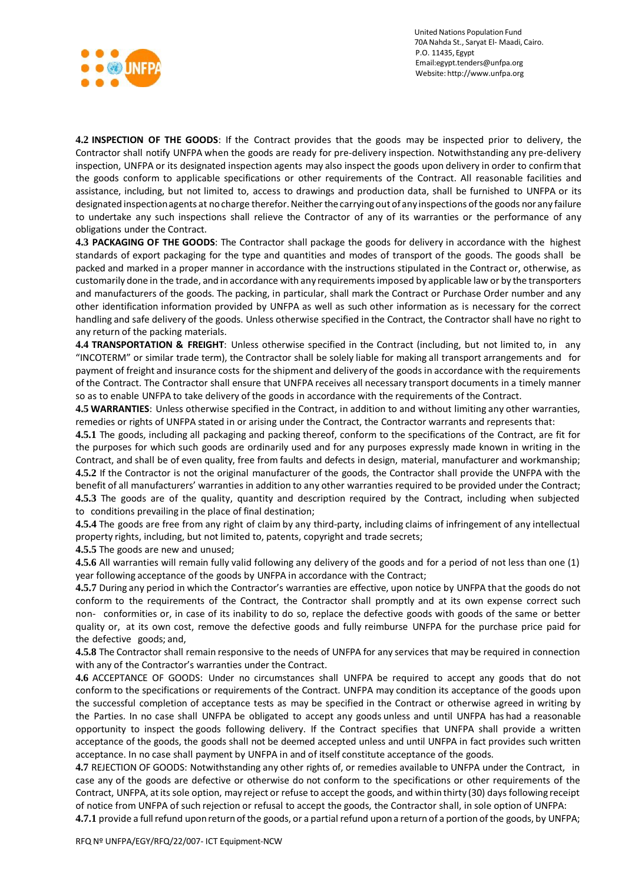**4.2 INSPECTION OF THE GOODS**: If the Contract provides that the goods may be inspected prior to delivery, the Contractor shall notify UNFPA when the goods are ready for pre-delivery inspection. Notwithstanding any pre-delivery inspection, UNFPA or its designated inspection agents may also inspect the goods upon delivery in order to confirm that the goods conform to applicable specifications or other requirements of the Contract. All reasonable facilities and assistance, including, but not limited to, access to drawings and production data, shall be furnished to UNFPA or its designated inspection agents at no charge therefor. Neither the carrying out of any inspections of the goods nor any failure to undertake any such inspections shall relieve the Contractor of any of its warranties or the performance of any obligations under the Contract.

**4.3 PACKAGING OF THE GOODS**: The Contractor shall package the goods for delivery in accordance with the highest standards of export packaging for the type and quantities and modes of transport of the goods. The goods shall be packed and marked in a proper manner in accordance with the instructions stipulated in the Contract or, otherwise, as customarily done in the trade, and in accordance with any requirements imposed by applicable law or by the transporters and manufacturers of the goods. The packing, in particular, shall mark the Contract or Purchase Order number and any other identification information provided by UNFPA as well as such other information as is necessary for the correct handling and safe delivery of the goods. Unless otherwise specified in the Contract, the Contractor shall have no right to any return of the packing materials.

**4.4 TRANSPORTATION & FREIGHT**: Unless otherwise specified in the Contract (including, but not limited to, in any "INCOTERM" or similar trade term), the Contractor shall be solely liable for making all transport arrangements and for payment of freight and insurance costs for the shipment and delivery of the goods in accordance with the requirements of the Contract. The Contractor shall ensure that UNFPA receives all necessary transport documents in a timely manner so as to enable UNFPA to take delivery of the goods in accordance with the requirements of the Contract.

**4.5 WARRANTIES**: Unless otherwise specified in the Contract, in addition to and without limiting any other warranties, remedies or rights of UNFPA stated in or arising under the Contract, the Contractor warrants and represents that:

**4.5.1** The goods, including all packaging and packing thereof, conform to the specifications of the Contract, are fit for the purposes for which such goods are ordinarily used and for any purposes expressly made known in writing in the Contract, and shall be of even quality, free from faults and defects in design, material, manufacturer and workmanship;

**4.5.2** If the Contractor is not the original manufacturer of the goods, the Contractor shall provide the UNFPA with the benefit of all manufacturers' warranties in addition to any other warranties required to be provided under the Contract;

**4.5.3** The goods are of the quality, quantity and description required by the Contract, including when subjected to conditions prevailing in the place of final destination;

**4.5.4** The goods are free from any right of claim by any third-party, including claims of infringement of any intellectual property rights, including, but not limited to, patents, copyright and trade secrets;

**4.5.5** The goods are new and unused;

**4.5.6** All warranties will remain fully valid following any delivery of the goods and for a period of not less than one (1) year following acceptance of the goods by UNFPA in accordance with the Contract;

**4.5.7** During any period in which the Contractor's warranties are effective, upon notice by UNFPA that the goods do not conform to the requirements of the Contract, the Contractor shall promptly and at its own expense correct such non- conformities or, in case of its inability to do so, replace the defective goods with goods of the same or better quality or, at its own cost, remove the defective goods and fully reimburse UNFPA for the purchase price paid for the defective goods; and,

**4.5.8** The Contractor shall remain responsive to the needs of UNFPA for any services that may be required in connection with any of the Contractor's warranties under the Contract.

**4.6** ACCEPTANCE OF GOODS: Under no circumstances shall UNFPA be required to accept any goods that do not conform to the specifications or requirements of the Contract. UNFPA may condition its acceptance of the goods upon the successful completion of acceptance tests as may be specified in the Contract or otherwise agreed in writing by the Parties. In no case shall UNFPA be obligated to accept any goods unless and until UNFPA has had a reasonable opportunity to inspect the goods following delivery. If the Contract specifies that UNFPA shall provide a written acceptance of the goods, the goods shall not be deemed accepted unless and until UNFPA in fact provides such written acceptance. In no case shall payment by UNFPA in and of itself constitute acceptance of the goods.

**4.7** REJECTION OF GOODS: Notwithstanding any other rights of, or remedies available to UNFPA under the Contract, in case any of the goods are defective or otherwise do not conform to the specifications or other requirements of the Contract, UNFPA, at its sole option, may reject or refuse to accept the goods, and within thirty (30) days following receipt of notice from UNFPA of such rejection or refusal to accept the goods, the Contractor shall, in sole option of UNFPA:

**4.7.1** provide a full refund upon return of the goods, or a partial refund upon a return of a portion of the goods, by UNFPA;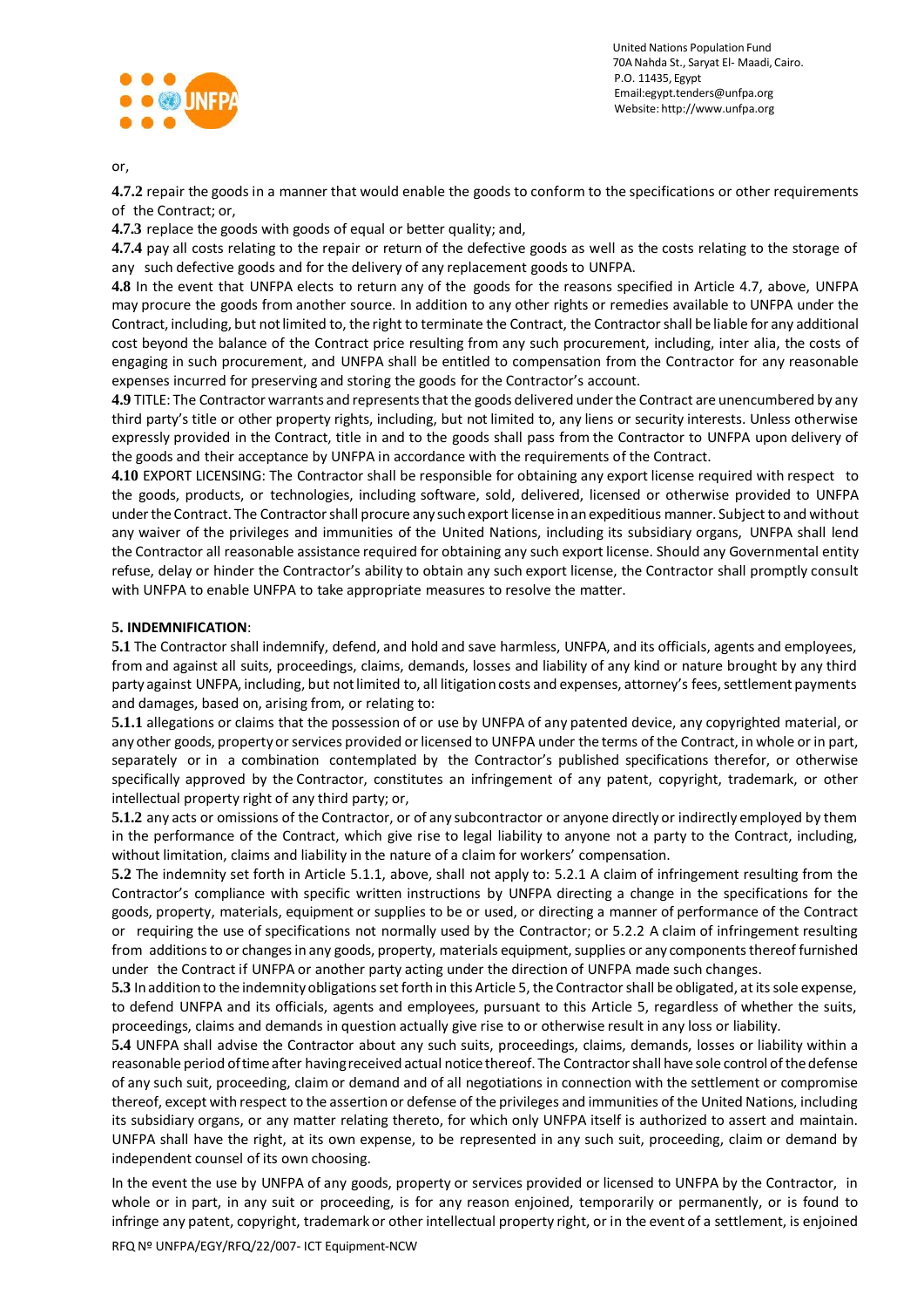or,

**4.7.2** repair the goods in a manner that would enable the goods to conform to the specifications or other requirements of the Contract; or,

**4.7.3** replace the goods with goods of equal or better quality; and,

**4.7.4** pay all costs relating to the repair or return of the defective goods as well as the costs relating to the storage of any such defective goods and for the delivery of any replacement goods to UNFPA.

**4.8** In the event that UNFPA elects to return any of the goods for the reasons specified in Article 4.7, above, UNFPA may procure the goods from another source. In addition to any other rights or remedies available to UNFPA under the Contract, including, but not limited to, the right to terminate the Contract, the Contractor shall be liable for any additional cost beyond the balance of the Contract price resulting from any such procurement, including, inter alia, the costs of engaging in such procurement, and UNFPA shall be entitled to compensation from the Contractor for any reasonable expenses incurred for preserving and storing the goods for the Contractor's account.

**4.9** TITLE: The Contractor warrants and represents that the goods delivered under the Contract are unencumbered by any third party's title or other property rights, including, but not limited to, any liens or security interests. Unless otherwise expressly provided in the Contract, title in and to the goods shall pass from the Contractor to UNFPA upon delivery of the goods and their acceptance by UNFPA in accordance with the requirements of the Contract.

**4.10** EXPORT LICENSING: The Contractor shall be responsible for obtaining any export license required with respect to the goods, products, or technologies, including software, sold, delivered, licensed or otherwise provided to UNFPA under the Contract. The Contractor shall procure any such export license in an expeditious manner. Subject to and without any waiver of the privileges and immunities of the United Nations, including its subsidiary organs, UNFPA shall lend the Contractor all reasonable assistance required for obtaining any such export license. Should any Governmental entity refuse, delay or hinder the Contractor's ability to obtain any such export license, the Contractor shall promptly consult with UNFPA to enable UNFPA to take appropriate measures to resolve the matter.

**5. INDEMNIFICATION**:

**5.1** The Contractor shall indemnify, defend, and hold and save harmless, UNFPA, and its officials, agents and employees, from and against all suits, proceedings, claims, demands, losses and liability of any kind or nature brought by any third party against UNFPA, including, but not limited to, all litigation costs and expenses, attorney's fees, settlement payments and damages, based on, arising from, or relating to:

**5.1.1** allegations or claims that the possession of or use by UNFPA of any patented device, any copyrighted material, or any other goods, property or services provided or licensed to UNFPA under the terms of the Contract, in whole or in part, separately or in a combination contemplated by the Contractor's published specifications therefor, or otherwise specifically approved by the Contractor, constitutes an infringement of any patent, copyright, trademark, or other intellectual property right of any third party; or,

**5.1.2** any acts or omissions of the Contractor, or of any subcontractor or anyone directly or indirectly employed by them in the performance of the Contract, which give rise to legal liability to anyone not a party to the Contract, including, without limitation, claims and liability in the nature of a claim for workers' compensation.

**5.2** The indemnity set forth in Article 5.1.1, above, shall not apply to: 5.2.1 A claim of infringement resulting from the Contractor's compliance with specific written instructions by UNFPA directing a change in the specifications for the goods, property, materials, equipment or supplies to be or used, or directing a manner of performance of the Contract or requiring the use of specifications not normally used by the Contractor; or 5.2.2 A claim of infringement resulting from additions to or changes in any goods, property, materials equipment, supplies or any components thereof furnished under the Contract if UNFPA or another party acting under the direction of UNFPA made such changes.

**5.3** In addition to the indemnity obligations set forth in this Article 5, the Contractor shall be obligated, at its sole expense, to defend UNFPA and its officials, agents and employees, pursuant to this Article 5, regardless of whether the suits, proceedings, claims and demands in question actually give rise to or otherwise result in any loss or liability.

**5.4** UNFPA shall advise the Contractor about any such suits, proceedings, claims, demands, losses or liability within a reasonable period of time after having received actual notice thereof. The Contractor shall have sole control of the defense of any such suit, proceeding, claim or demand and of all negotiations in connection with the settlement or compromise thereof, except with respect to the assertion or defense of the privileges and immunities of the United Nations, including its subsidiary organs, or any matter relating thereto, for which only UNFPA itself is authorized to assert and maintain. UNFPA shall have the right, at its own expense, to be represented in any such suit, proceeding, claim or demand by independent counsel of its own choosing.

In the event the use by UNFPA of any goods, property or services provided or licensed to UNFPA by the Contractor, in whole or in part, in any suit or proceeding, is for any reason enjoined, temporarily or permanently, or is found to infringe any patent, copyright, trademark or other intellectual property right, or in the event of a settlement, is enjoined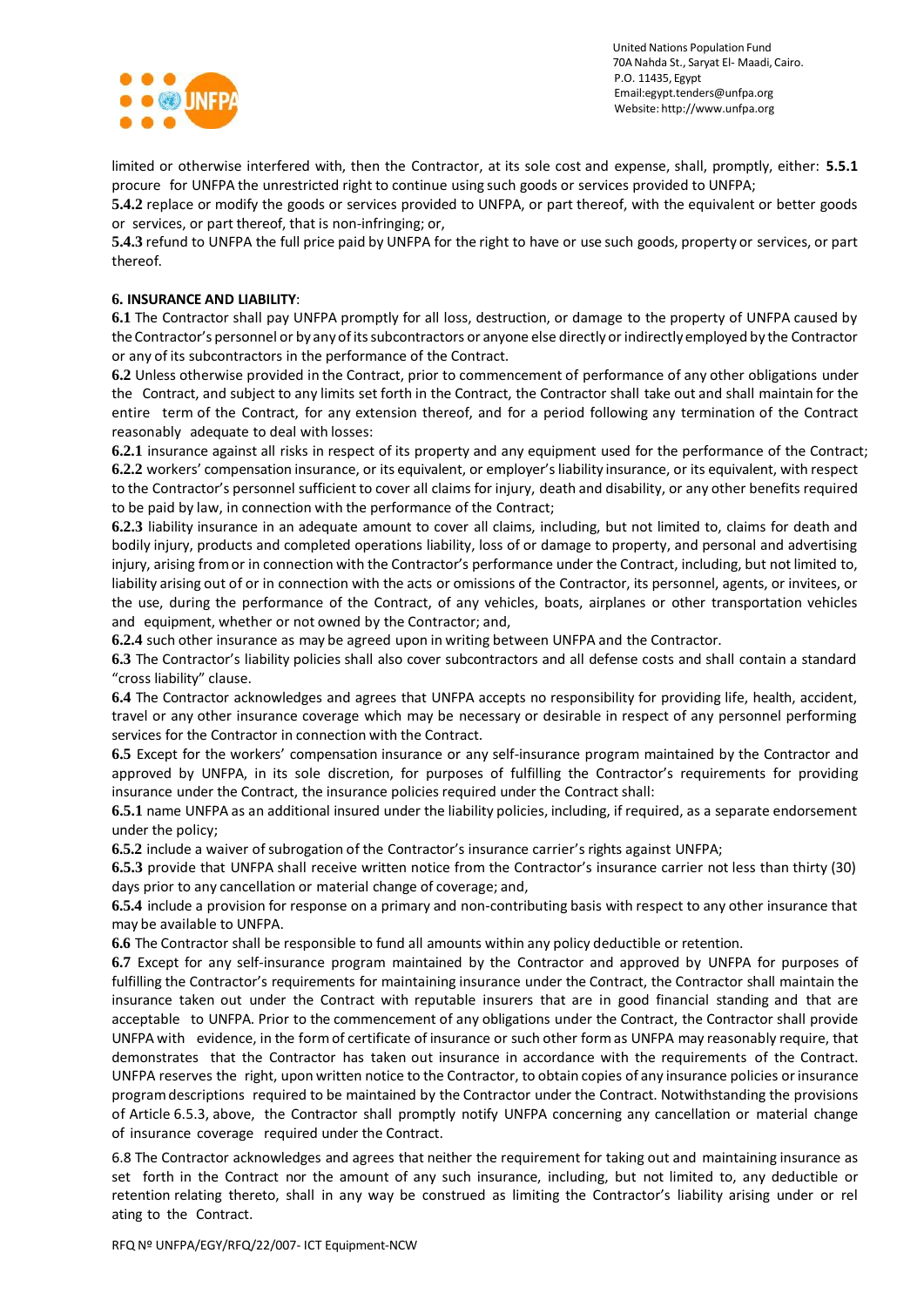limited or otherwise interfered with, then the Contractor, at its sole cost and expense, shall, promptly, either: **5.5.1** procure for UNFPA the unrestricted right to continue using such goods or services provided to UNFPA;

**5.4.2** replace or modify the goods or services provided to UNFPA, or part thereof, with the equivalent or better goods or services, or part thereof, that is non-infringing; or,

**5.4.3** refund to UNFPA the full price paid by UNFPA for the right to have or use such goods, property or services, or part thereof.

**6. INSURANCE AND LIABILITY**:

**6.1** The Contractor shall pay UNFPA promptly for all loss, destruction, or damage to the property of UNFPA caused by the Contractor's personnel or by any of its subcontractors or anyone else directly or indirectly employed by the Contractor or any of its subcontractors in the performance of the Contract.

**6.2** Unless otherwise provided in the Contract, prior to commencement of performance of any other obligations under the Contract, and subject to any limits set forth in the Contract, the Contractor shall take out and shall maintain for the entire term of the Contract, for any extension thereof, and for a period following any termination of the Contract reasonably adequate to deal with losses:

**6.2.1** insurance against all risks in respect of its property and any equipment used for the performance of the Contract;

**6.2.2** workers' compensation insurance, or its equivalent, or employer's liability insurance, or its equivalent, with respect to the Contractor's personnel sufficient to cover all claims for injury, death and disability, or any other benefits required to be paid by law, in connection with the performance of the Contract;

**6.2.3** liability insurance in an adequate amount to cover all claims, including, but not limited to, claims for death and bodily injury, products and completed operations liability, loss of or damage to property, and personal and advertising injury, arising from or in connection with the Contractor's performance under the Contract, including, but not limited to, liability arising out of or in connection with the acts or omissions of the Contractor, its personnel, agents, or invitees, or the use, during the performance of the Contract, of any vehicles, boats, airplanes or other transportation vehicles and equipment, whether or not owned by the Contractor; and,

**6.2.4** such other insurance as may be agreed upon in writing between UNFPA and the Contractor.

**6.3** The Contractor's liability policies shall also cover subcontractors and all defense costs and shall contain a standard "cross liability" clause.

**6.4** The Contractor acknowledges and agrees that UNFPA accepts no responsibility for providing life, health, accident, travel or any other insurance coverage which may be necessary or desirable in respect of any personnel performing services for the Contractor in connection with the Contract.

**6.5** Except for the workers' compensation insurance or any self-insurance program maintained by the Contractor and approved by UNFPA, in its sole discretion, for purposes of fulfilling the Contractor's requirements for providing insurance under the Contract, the insurance policies required under the Contract shall:

**6.5.1** name UNFPA as an additional insured under the liability policies, including, if required, as a separate endorsement under the policy;

**6.5.2** include a waiver of subrogation of the Contractor's insurance carrier's rights against UNFPA;

**6.5.3** provide that UNFPA shall receive written notice from the Contractor's insurance carrier not less than thirty (30) days prior to any cancellation or material change of coverage; and,

**6.5.4** include a provision for response on a primary and non-contributing basis with respect to any other insurance that may be available to UNFPA.

**6.6** The Contractor shall be responsible to fund all amounts within any policy deductible or retention.

**6.7** Except for any self-insurance program maintained by the Contractor and approved by UNFPA for purposes of fulfilling the Contractor's requirements for maintaining insurance under the Contract, the Contractor shall maintain the insurance taken out under the Contract with reputable insurers that are in good financial standing and that are acceptable to UNFPA. Prior to the commencement of any obligations under the Contract, the Contractor shall provide UNFPA with evidence, in the form of certificate of insurance or such other form as UNFPA may reasonably require, that demonstrates that the Contractor has taken out insurance in accordance with the requirements of the Contract. UNFPA reserves the right, upon written notice to the Contractor, to obtain copies of any insurance policies or insurance program descriptions required to be maintained by the Contractor under the Contract. Notwithstanding the provisions of Article 6.5.3, above, the Contractor shall promptly notify UNFPA concerning any cancellation or material change of insurance coverage required under the Contract.

6.8 The Contractor acknowledges and agrees that neither the requirement for taking out and maintaining insurance as set forth in the Contract nor the amount of any such insurance, including, but not limited to, any deductible or retention relating thereto, shall in any way be construed as limiting the Contractor's liability arising under or relating to the Contract.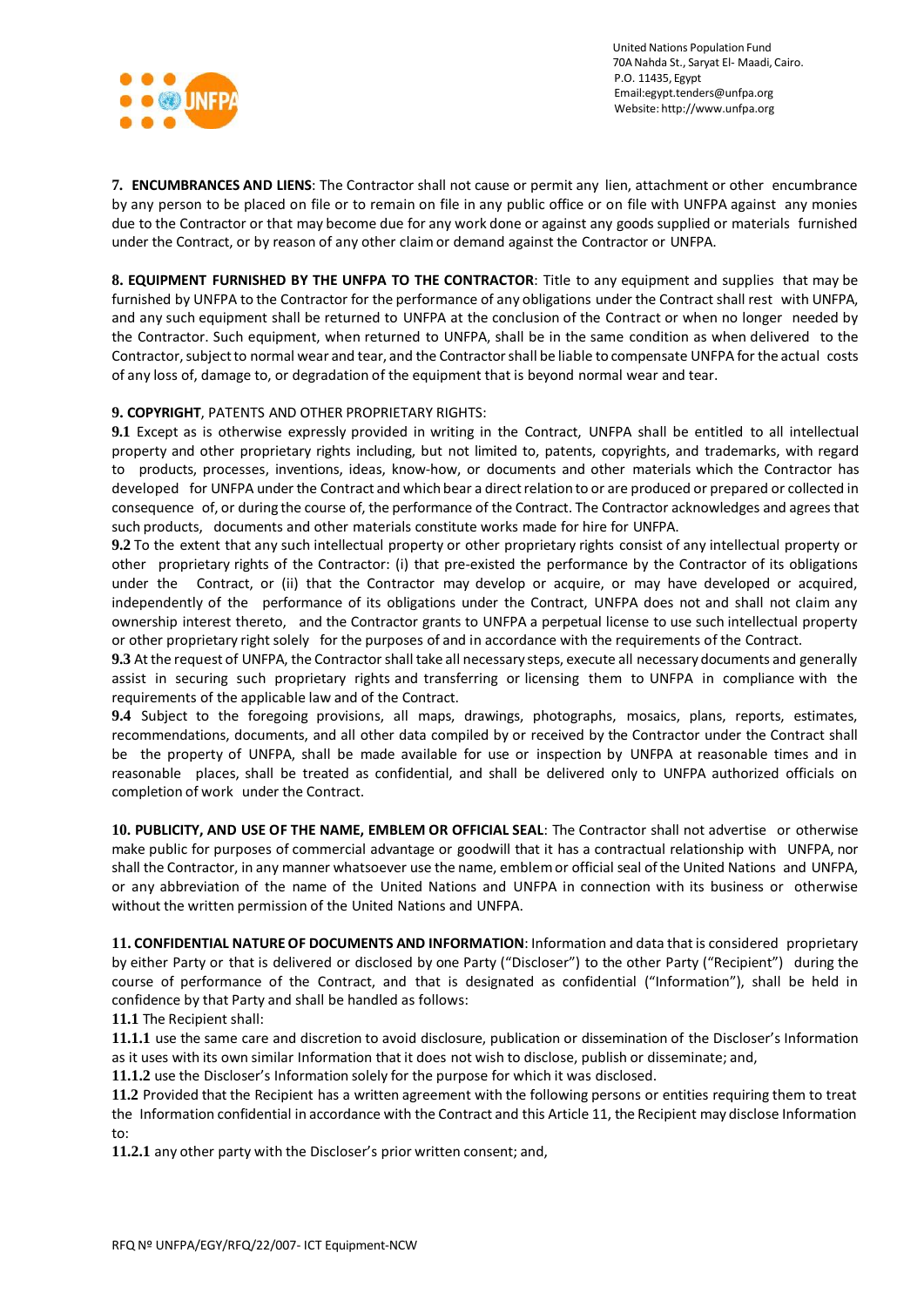**7. ENCUMBRANCES AND LIENS**: The Contractor shall not cause or permit any lien, attachment or other encumbrance by any person to be placed on file or to remain on file in any public office or on file with UNFPA against any monies due to the Contractor or that may become due for any work done or against any goods supplied or materials furnished under the Contract, or by reason of any other claim or demand against the Contractor or UNFPA.

**8. EQUIPMENT FURNISHED BY THE UNFPA TO THE CONTRACTOR**: Title to any equipment and supplies that may be furnished by UNFPA to the Contractor for the performance of any obligations under the Contract shall rest with UNFPA, and any such equipment shall be returned to UNFPA at the conclusion of the Contract or when no longer needed by the Contractor. Such equipment, when returned to UNFPA, shall be in the same condition as when delivered to the Contractor, subject to normal wear and tear, and the Contractor shall be liable to compensate UNFPA for the actual costs of any loss of, damage to, or degradation of the equipment that is beyond normal wear and tear.

**9. COPYRIGHT**, PATENTS AND OTHER PROPRIETARY RIGHTS:

**9.1** Except as is otherwise expressly provided in writing in the Contract, UNFPA shall be entitled to all intellectual property and other proprietary rights including, but not limited to, patents, copyrights, and trademarks, with regard to products, processes, inventions, ideas, know-how, or documents and other materials which the Contractor has developed for UNFPA under the Contract and which bear a direct relation to or are produced or prepared or collected in consequence of, or during the course of, the performance of the Contract. The Contractor acknowledges and agrees that such products, documents and other materials constitute works made for hire for UNFPA.

**9.2** To the extent that any such intellectual property or other proprietary rights consist of any intellectual property or other proprietary rights of the Contractor: (i) that pre-existed the performance by the Contractor of its obligations under the Contract, or (ii) that the Contractor may develop or acquire, or may have developed or acquired, independently of the performance of its obligations under the Contract, UNFPA does not and shall not claim any ownership interest thereto, and the Contractor grants to UNFPA a perpetual license to use such intellectual property or other proprietary right solely for the purposes of and in accordance with the requirements of the Contract.

**9.3** At the request of UNFPA, the Contractor shall take all necessary steps, execute all necessary documents and generally assist in securing such proprietary rights and transferring or licensing them to UNFPA in compliance with the requirements of the applicable law and of the Contract.

**9.4** Subject to the foregoing provisions, all maps, drawings, photographs, mosaics, plans, reports, estimates, recommendations, documents, and all other data compiled by or received by the Contractor under the Contract shall be the property of UNFPA, shall be made available for use or inspection by UNFPA at reasonable times and in reasonable places, shall be treated as confidential, and shall be delivered only to UNFPA authorized officials on completion of work under the Contract.

**10. PUBLICITY, AND USE OF THE NAME, EMBLEM OR OFFICIAL SEAL**: The Contractor shall not advertise or otherwise make public for purposes of commercial advantage or goodwill that it has a contractual relationship with UNFPA, nor shall the Contractor, in any manner whatsoever use the name, emblem or official seal of the United Nations and UNFPA, or any abbreviation of the name of the United Nations and UNFPA in connection with its business or otherwise without the written permission of the United Nations and UNFPA.

**11. CONFIDENTIAL NATURE OF DOCUMENTS AND INFORMATION**: Information and data that is considered proprietary by either Party or that is delivered or disclosed by one Party ("Discloser") to the other Party ("Recipient") during the course of performance of the Contract, and that is designated as confidential ("Information"), shall be held in confidence by that Party and shall be handled as follows:

**11.1** The Recipient shall:

**11.1.1** use the same care and discretion to avoid disclosure, publication or dissemination of the Discloser's Information as it uses with its own similar Information that it does not wish to disclose, publish or disseminate; and,

**11.1.2** use the Discloser's Information solely for the purpose for which it was disclosed.

**11.2** Provided that the Recipient has a written agreement with the following persons or entities requiring them to treat the Information confidential in accordance with the Contract and this Article 11, the Recipient may disclose Information to:

**11.2.1** any other party with the Discloser's prior written consent; and,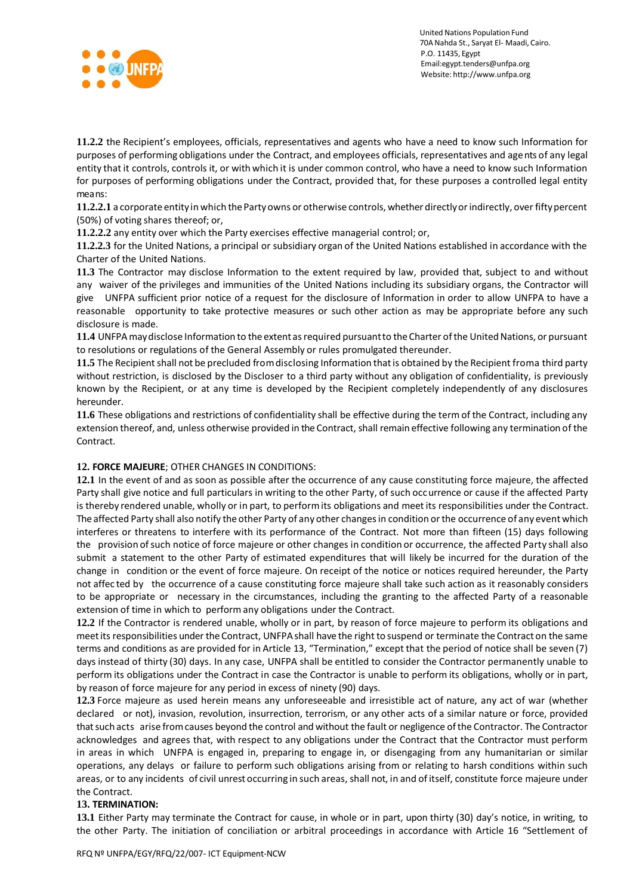**11.2.2** the Recipient's employees, officials, representatives and agents who have a need to know such Information for purposes of performing obligations under the Contract, and employees officials, representatives and agents of any legal entity that it controls, controls it, or with which it is under common control, who have a need to know such Information for purposes of performing obligations under the Contract, provided that, for these purposes a controlled legal entity means:

**11.2.2.1** a corporate entity in which the Party owns or otherwise controls, whether directly or indirectly, over fifty percent (50%) of voting shares thereof; or,

**11.2.2.2** any entity over which the Party exercises effective managerial control; or,

**11.2.2.3** for the United Nations, a principal or subsidiary organ of the United Nations established in accordance with the Charter of the United Nations.

**11.3** The Contractor may disclose Information to the extent required by law, provided that, subject to and without any waiver of the privileges and immunities of the United Nations including its subsidiary organs, the Contractor will give UNFPA sufficient prior notice of a request for the disclosure of Information in order to allow UNFPA to have a reasonable opportunity to take protective measures or such other action as may be appropriate before any such disclosure is made.

**11.4** UNFPA may disclose Information to the extent as required pursuant to the Charter of the United Nations, or pursuant to resolutions or regulations of the General Assembly or rules promulgated thereunder.

**11.5** The Recipient shall not be precluded from disclosing Information that is obtained by the Recipient from a third party without restriction, is disclosed by the Discloser to a third party without any obligation of confidentiality, is previously known by the Recipient, or at any time is developed by the Recipient completely independently of any disclosures hereunder.

**11.6** These obligations and restrictions of confidentiality shall be effective during the term of the Contract, including any extension thereof, and, unless otherwise provided in the Contract, shall remain effective following any termination of the Contract.

**12. FORCE MAJEURE**; OTHER CHANGES IN CONDITIONS:

**12.1** In the event of and as soon as possible after the occurrence of any cause constituting force majeure, the affected Party shall give notice and full particulars in writing to the other Party, of such occurrence or cause if the affected Party is thereby rendered unable, wholly or in part, to perform its obligations and meet its responsibilities under the Contract. The affected Party shall also notify the other Party of any other changes in condition or the occurrence of any event which interferes or threatens to interfere with its performance of the Contract. Not more than fifteen (15) days following the provision of such notice of force majeure or other changes in condition or occurrence, the affected Party shall also submit a statement to the other Party of estimated expenditures that will likely be incurred for the duration of the change in condition or the event of force majeure. On receipt of the notice or notices required hereunder, the Party not affected by the occurrence of a cause constituting force majeure shall take such action as it reasonably considers to be appropriate or necessary in the circumstances, including the granting to the affected Party of a reasonable extension of time in which to perform any obligations under the Contract.

**12.2** If the Contractor is rendered unable, wholly or in part, by reason of force majeure to perform its obligations and meet its responsibilities under the Contract, UNFPA shall have the right to suspend or terminate the Contract on the same terms and conditions as are provided for in Article 13, "Termination," except that the period of notice shall be seven (7) days instead of thirty (30) days. In any case, UNFPA shall be entitled to consider the Contractor permanently unable to perform its obligations under the Contract in case the Contractor is unable to perform its obligations, wholly or in part, by reason of force majeure for any period in excess of ninety (90) days.

**12.3** Force majeure as used herein means any unforeseeable and irresistible act of nature, any act of war (whether declared or not), invasion, revolution, insurrection, terrorism, or any other acts of a similar nature or force, provided that such acts arise from causes beyond the control and without the fault or negligence of the Contractor. The Contractor acknowledges and agrees that, with respect to any obligations under the Contract that the Contractor must perform in areas in which UNFPA is engaged in, preparing to engage in, or disengaging from any humanitarian or similar operations, any delays or failure to perform such obligations arising from or relating to harsh conditions within such areas, or to any incidents of civil unrest occurring in such areas, shall not, in and of itself, constitute force majeure under the Contract.

**13. TERMINATION:**

**13.1** Either Party may terminate the Contract for cause, in whole or in part, upon thirty (30) day's notice, in writing, to the other Party. The initiation of conciliation or arbitral proceedings in accordance with Article 16 "Settlement of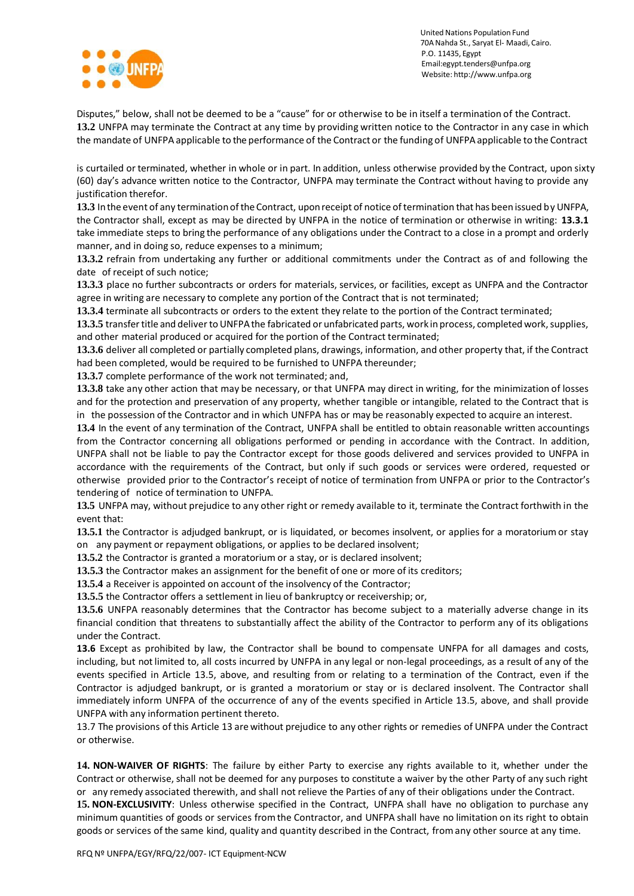Disputes," below, shall not be deemed to be a "cause" for or otherwise to be in itself a termination of the Contract.

**13.2** UNFPA may terminate the Contract at any time by providing written notice to the Contractor in any case in which the mandate of UNFPA applicable to the performance of the Contract or the funding of UNFPA applicable to the Contract

is curtailed or terminated, whether in whole or in part. In addition, unless otherwise provided by the Contract, upon sixty (60) day's advance written notice to the Contractor, UNFPA may terminate the Contract without having to provide any justification therefor.

**13.3** In the event of any termination of the Contract, upon receipt of notice of termination that has been issued by UNFPA, the Contractor shall, except as may be directed by UNFPA in the notice of termination or otherwise in writing: **13.3.1** take immediate steps to bring the performance of any obligations under the Contract to a close in a prompt and orderly manner, and in doing so, reduce expenses to a minimum;

**13.3.2** refrain from undertaking any further or additional commitments under the Contract as of and following the date of receipt of such notice;

**13.3.3** place no further subcontracts or orders for materials, services, or facilities, except as UNFPA and the Contractor agree in writing are necessary to complete any portion of the Contract that is not terminated;

**13.3.4** terminate all subcontracts or orders to the extent they relate to the portion of the Contract terminated;

**13.3.5** transfer title and deliver to UNFPA the fabricated or unfabricated parts, work in process, completed work, supplies, and other material produced or acquired for the portion of the Contract terminated;

**13.3.6** deliver all completed or partially completed plans, drawings, information, and other property that, if the Contract had been completed, would be required to be furnished to UNFPA thereunder;

**13.3.7** complete performance of the work not terminated; and,

**13.3.8** take any other action that may be necessary, or that UNFPA may direct in writing, for the minimization of losses and for the protection and preservation of any property, whether tangible or intangible, related to the Contract that is in the possession of the Contractor and in which UNFPA has or may be reasonably expected to acquire an interest.

**13.4** In the event of any termination of the Contract, UNFPA shall be entitled to obtain reasonable written accountings from the Contractor concerning all obligations performed or pending in accordance with the Contract. In addition, UNFPA shall not be liable to pay the Contractor except for those goods delivered and services provided to UNFPA in accordance with the requirements of the Contract, but only if such goods or services were ordered, requested or otherwise provided prior to the Contractor's receipt of notice of termination from UNFPA or prior to the Contractor's tendering of notice of termination to UNFPA.

**13.5** UNFPA may, without prejudice to any other right or remedy available to it, terminate the Contract forthwith in the event that:

**13.5.1** the Contractor is adjudged bankrupt, or is liquidated, or becomes insolvent, or applies for a moratorium or stay on any payment or repayment obligations, or applies to be declared insolvent;

**13.5.2** the Contractor is granted a moratorium or a stay, or is declared insolvent;

**13.5.3** the Contractor makes an assignment for the benefit of one or more of its creditors;

**13.5.4** a Receiver is appointed on account of the insolvency of the Contractor;

**13.5.5** the Contractor offers a settlement in lieu of bankruptcy or receivership; or,

**13.5.6** UNFPA reasonably determines that the Contractor has become subject to a materially adverse change in its financial condition that threatens to substantially affect the ability of the Contractor to perform any of its obligations under the Contract.

**13.6** Except as prohibited by law, the Contractor shall be bound to compensate UNFPA for all damages and costs, including, but not limited to, all costs incurred by UNFPA in any legal or non-legal proceedings, as a result of any of the events specified in Article 13.5, above, and resulting from or relating to a termination of the Contract, even if the Contractor is adjudged bankrupt, or is granted a moratorium or stay or is declared insolvent. The Contractor shall immediately inform UNFPA of the occurrence of any of the events specified in Article 13.5, above, and shall provide UNFPA with any information pertinent thereto.

13.7 The provisions of this Article 13 are without prejudice to any other rights or remedies of UNFPA under the Contract or otherwise.

**14. NON-WAIVER OF RIGHTS**: The failure by either Party to exercise any rights available to it, whether under the Contract or otherwise, shall not be deemed for any purposes to constitute a waiver by the other Party of any such right or any remedy associated therewith, and shall not relieve the Parties of any of their obligations under the Contract.

**15. NON-EXCLUSIVITY**: Unless otherwise specified in the Contract, UNFPA shall have no obligation to purchase any minimum quantities of goods or services from the Contractor, and UNFPA shall have no limitation on its right to obtain goods or services of the same kind, quality and quantity described in the Contract, from any other source at any time.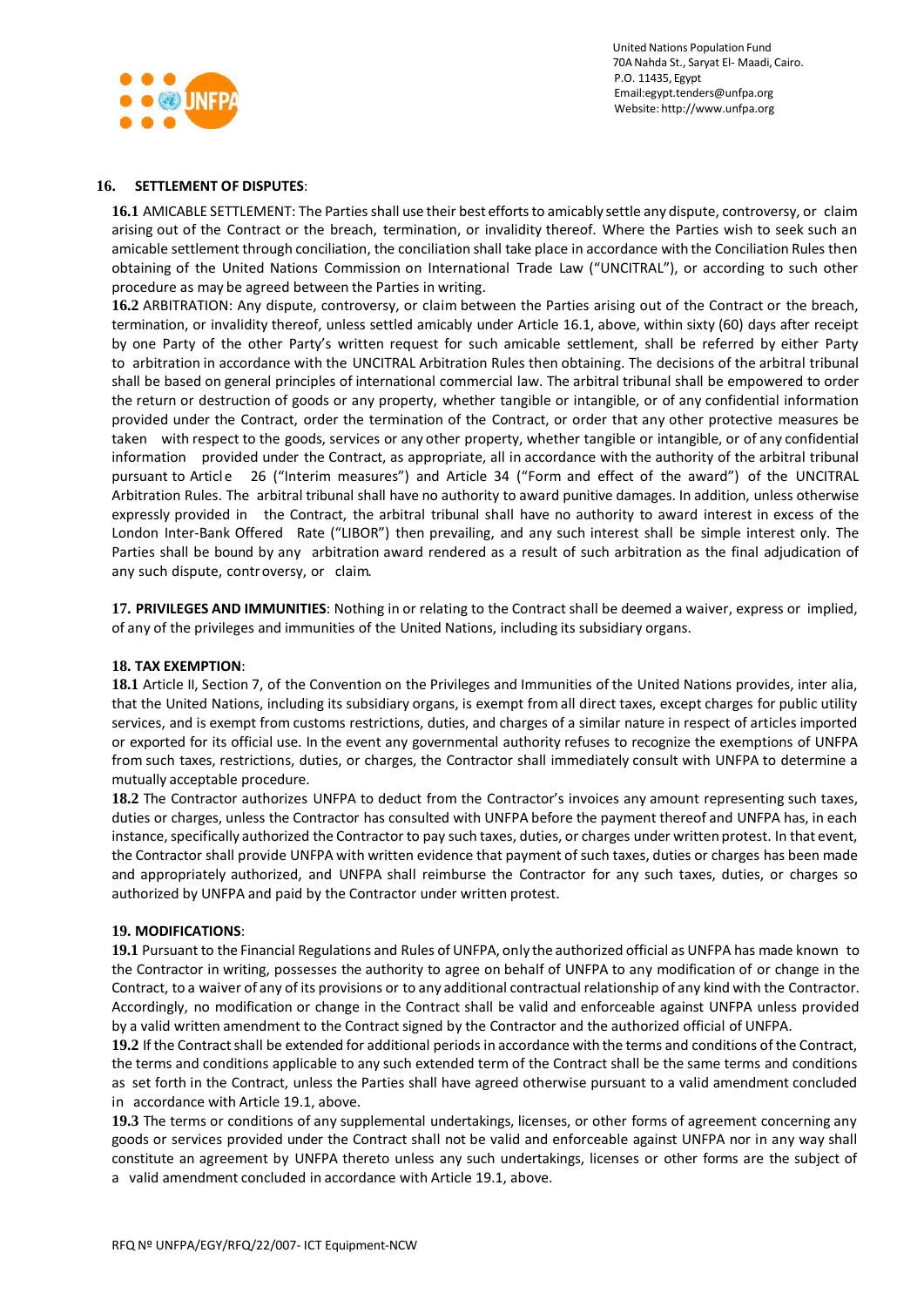**16. SETTLEMENT OF DISPUTES**:

**16.1** AMICABLE SETTLEMENT: The Parties shall use their best efforts to amicably settle any dispute, controversy, or claim arising out of the Contract or the breach, termination, or invalidity thereof. Where the Parties wish to seek such an amicable settlement through conciliation, the conciliation shall take place in accordance with the Conciliation Rules then obtaining of the United Nations Commission on International Trade Law ("UNCITRAL"), or according to such other procedure as may be agreed between the Parties in writing.

**16.2** ARBITRATION: Any dispute, controversy, or claim between the Parties arising out of the Contract or the breach, termination, or invalidity thereof, unless settled amicably under Article 16.1, above, within sixty (60) days after receipt by one Party of the other Party's written request for such amicable settlement, shall be referred by either Party to arbitration in accordance with the UNCITRAL Arbitration Rules then obtaining. The decisions of the arbitral tribunal shall be based on general principles of international commercial law. The arbitral tribunal shall be empowered to order the return or destruction of goods or any property, whether tangible or intangible, or of any confidential information provided under the Contract, order the termination of the Contract, or order that any other protective measures be taken with respect to the goods, services or any other property, whether tangible or intangible, or of any confidential information provided under the Contract, as appropriate, all in accordance with the authority of the arbitral tribunal pursuant to Article 26 ("Interim measures") and Article 34 ("Form and effect of the award") of the UNCITRAL Arbitration Rules. The arbitral tribunal shall have no authority to award punitive damages. In addition, unless otherwise expressly provided in the Contract, the arbitral tribunal shall have no authority to award interest in excess of the London Inter-Bank Offered Rate ("LIBOR") then prevailing, and any such interest shall be simple interest only. The Parties shall be bound by any arbitration award rendered as a result of such arbitration as the final adjudication of any such dispute, controversy, or claim.

**17. PRIVILEGES AND IMMUNITIES**: Nothing in or relating to the Contract shall be deemed a waiver, express or implied, of any of the privileges and immunities of the United Nations, including its subsidiary organs.

**18. TAX EXEMPTION**:

**18.1** Article II, Section 7, of the Convention on the Privileges and Immunities of the United Nations provides, inter alia, that the United Nations, including its subsidiary organs, is exempt from all direct taxes, except charges for public utility services, and is exempt from customs restrictions, duties, and charges of a similar nature in respect of articles imported or exported for its official use. In the event any governmental authority refuses to recognize the exemptions of UNFPA from such taxes, restrictions, duties, or charges, the Contractor shall immediately consult with UNFPA to determine a mutually acceptable procedure.

**18.2** The Contractor authorizes UNFPA to deduct from the Contractor's invoices any amount representing such taxes, duties or charges, unless the Contractor has consulted with UNFPA before the payment thereof and UNFPA has, in each instance, specifically authorized the Contractor to pay such taxes, duties, or charges under written protest. In that event, the Contractor shall provide UNFPA with written evidence that payment of such taxes, duties or charges has been made and appropriately authorized, and UNFPA shall reimburse the Contractor for any such taxes, duties, or charges so authorized by UNFPA and paid by the Contractor under written protest.

**19. MODIFICATIONS**:

**19.1** Pursuant to the Financial Regulations and Rules of UNFPA, only the authorized official as UNFPA has made known to the Contractor in writing, possesses the authority to agree on behalf of UNFPA to any modification of or change in the Contract, to a waiver of any of its provisions or to any additional contractual relationship of any kind with the Contractor. Accordingly, no modification or change in the Contract shall be valid and enforceable against UNFPA unless provided by a valid written amendment to the Contract signed by the Contractor and the authorized official of UNFPA.

**19.2** If the Contract shall be extended for additional periods in accordance with the terms and conditions of the Contract, the terms and conditions applicable to any such extended term of the Contract shall be the same terms and conditions as set forth in the Contract, unless the Parties shall have agreed otherwise pursuant to a valid amendment concluded in accordance with Article 19.1, above.

**19.3** The terms or conditions of any supplemental undertakings, licenses, or other forms of agreement concerning any goods or services provided under the Contract shall not be valid and enforceable against UNFPA nor in any way shall constitute an agreement by UNFPA thereto unless any such undertakings, licenses or other forms are the subject of a valid amendment concluded in accordance with Article 19.1, above.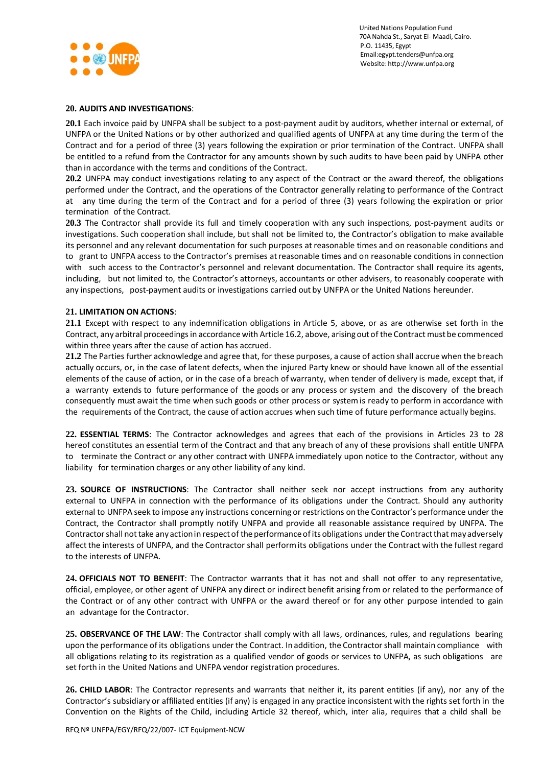**20. AUDITS AND INVESTIGATIONS**:

**20.1** Each invoice paid by UNFPA shall be subject to a post-payment audit by auditors, whether internal or external, of UNFPA or the United Nations or by other authorized and qualified agents of UNFPA at any time during the term of the Contract and for a period of three (3) years following the expiration or prior termination of the Contract. UNFPA shall be entitled to a refund from the Contractor for any amounts shown by such audits to have been paid by UNFPA other than in accordance with the terms and conditions of the Contract.

**20.2** UNFPA may conduct investigations relating to any aspect of the Contract or the award thereof, the obligations performed under the Contract, and the operations of the Contractor generally relating to performance of the Contract at any time during the term of the Contract and for a period of three (3) years following the expiration or prior termination of the Contract.

**20.3** The Contractor shall provide its full and timely cooperation with any such inspections, post-payment audits or investigations. Such cooperation shall include, but shall not be limited to, the Contractor's obligation to make available its personnel and any relevant documentation for such purposes at reasonable times and on reasonable conditions and to grant to UNFPA access to the Contractor's premises at reasonable times and on reasonable conditions in connection with such access to the Contractor's personnel and relevant documentation. The Contractor shall require its agents, including, but not limited to, the Contractor's attorneys, accountants or other advisers, to reasonably cooperate with any inspections, post-payment audits or investigations carried out by UNFPA or the United Nations hereunder.

**21. LIMITATION ON ACTIONS**:

**21.1** Except with respect to any indemnification obligations in Article 5, above, or as are otherwise set forth in the Contract, any arbitral proceedings in accordance with Article 16.2, above, arising out of the Contract must be commenced within three years after the cause of action has accrued.

**21.2** The Parties further acknowledge and agree that, for these purposes, a cause of action shall accrue when the breach actually occurs, or, in the case of latent defects, when the injured Party knew or should have known all of the essential elements of the cause of action, or in the case of a breach of warranty, when tender of delivery is made, except that, if a warranty extends to future performance of the goods or any process or system and the discovery of the breach consequently must await the time when such goods or other process or system is ready to perform in accordance with the requirements of the Contract, the cause of action accrues when such time of future performance actually begins.

**22. ESSENTIAL TERMS**: The Contractor acknowledges and agrees that each of the provisions in Articles 23 to 28 hereof constitutes an essential term of the Contract and that any breach of any of these provisions shall entitle UNFPA to terminate the Contract or any other contract with UNFPA immediately upon notice to the Contractor, without any liability for termination charges or any other liability of any kind.

**23. SOURCE OF INSTRUCTIONS**: The Contractor shall neither seek nor accept instructions from any authority external to UNFPA in connection with the performance of its obligations under the Contract. Should any authority external to UNFPA seek to impose any instructions concerning or restrictions on the Contractor's performance under the Contract, the Contractor shall promptly notify UNFPA and provide all reasonable assistance required by UNFPA. The Contractor shall not take any action in respect of the performance of its obligations under the Contract that may adversely affect the interests of UNFPA, and the Contractor shall perform its obligations under the Contract with the fullest regard to the interests of UNFPA.

**24. OFFICIALS NOT TO BENEFIT**: The Contractor warrants that it has not and shall not offer to any representative, official, employee, or other agent of UNFPA any direct or indirect benefit arising from or related to the performance of the Contract or of any other contract with UNFPA or the award thereof or for any other purpose intended to gain an advantage for the Contractor.

**25. OBSERVANCE OF THE LAW**: The Contractor shall comply with all laws, ordinances, rules, and regulations bearing upon the performance of its obligations under the Contract. In addition, the Contractor shall maintain compliance with all obligations relating to its registration as a qualified vendor of goods or services to UNFPA, as such obligations are set forth in the United Nations and UNFPA vendor registration procedures.

**26. CHILD LABOR**: The Contractor represents and warrants that neither it, its parent entities (if any), nor any of the Contractor's subsidiary or affiliated entities (if any) is engaged in any practice inconsistent with the rights set forth in the Convention on the Rights of the Child, including Article 32 thereof, which, inter alia, requires that a child shall be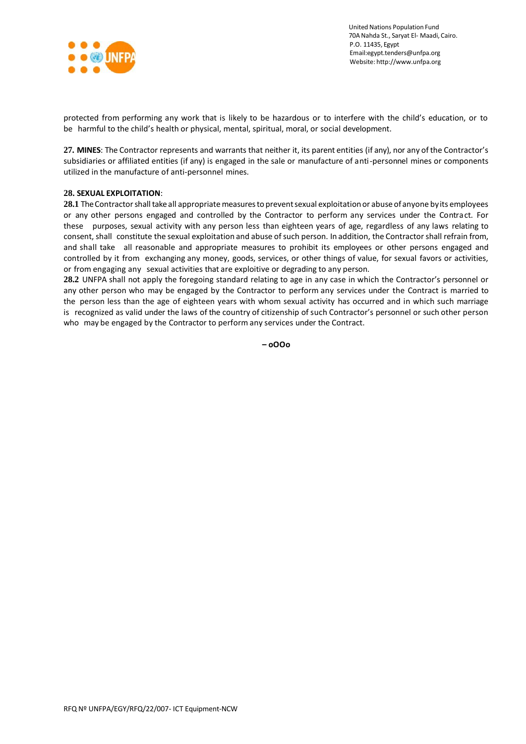protected from performing any work that is likely to be hazardous or to interfere with the child's education, or to be harmful to the child's health or physical, mental, spiritual, moral, or social development.

**27. MINES**: The Contractor represents and warrants that neither it, its parent entities (if any), nor any of the Contractor's subsidiaries or affiliated entities (if any) is engaged in the sale or manufacture of anti-personnel mines or components utilized in the manufacture of anti-personnel mines.

**28. SEXUAL EXPLOITATION**:

**28.1** The Contractor shall take all appropriate measures to prevent sexual exploitation or abuse of anyone by its employees or any other persons engaged and controlled by the Contractor to perform any services under the Contract. For these purposes, sexual activity with any person less than eighteen years of age, regardless of any laws relating to consent, shall constitute the sexual exploitation and abuse of such person. In addition, the Contractor shall refrain from, and shall take all reasonable and appropriate measures to prohibit its employees or other persons engaged and controlled by it from exchanging any money, goods, services, or other things of value, for sexual favors or activities, or from engaging any sexual activities that are exploitive or degrading to any person.

**28.2** UNFPA shall not apply the foregoing standard relating to age in any case in which the Contractor's personnel or any other person who may be engaged by the Contractor to perform any services under the Contract is married to the person less than the age of eighteen years with whom sexual activity has occurred and in which such marriage is recognized as valid under the laws of the country of citizenship of such Contractor's personnel or such other person who may be engaged by the Contractor to perform any services under the Contract.

**– oOOo**